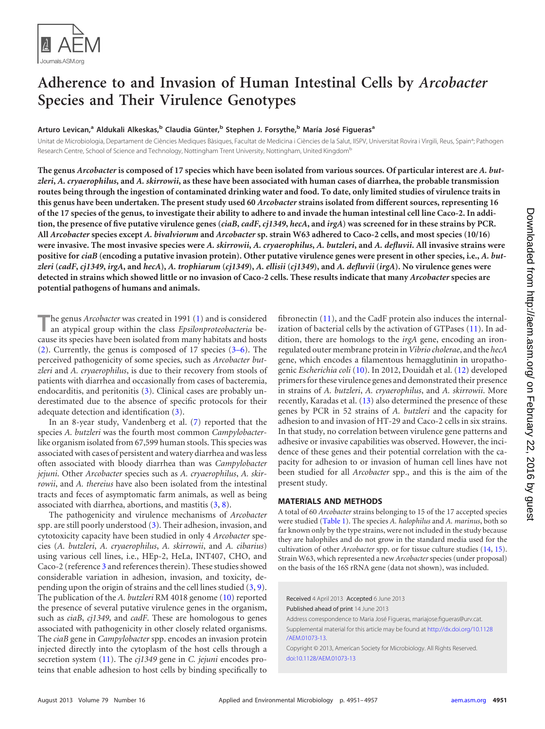# Adherence to and Invasion of Human Intestinal Cells by *Arcobacter* Species and Their Virulence Genotypes

**Arturo Levican,[a] Aldukali Alkeskas,[b] Claudia Günter,[b] Stephen J. Forsythe,[b] María José Figueras[a]**

Unitat de Microbiologia, Departament de Ciències Mediques Bàsiques, Facultat de Medicina i Ciències de la Salut, IISPV, Universitat Rovira i Virgili, Reus, Spain[a]; Pathogen Research Centre, School of Science and Technology, Nottingham Trent University, Nottingham, United Kingdom[b]

**The genus *Arcobacter* is composed of 17 species which have been isolated from various sources. Of particular interest are *A. butzleri*, *A. cryaerophilus*, and *A. skirrowii*, as these have been associated with human cases of diarrhea, the probable transmission routes being through the ingestion of contaminated drinking water and food. To date, only limited studies of virulence traits in this genus have been undertaken. The present study used 60 *Arcobacter* strains isolated from different sources, representing 16 of the 17 species of the genus, to investigate their ability to adhere to and invade the human intestinal cell line Caco-2. In addition, the presence of five putative virulence genes (*ciaB*, *cadF*, *cj1349*, *hecA*, and *irgA*) was screened for in these strains by PCR. All *Arcobacter* species except *A. bivalviorum* and *Arcobacter* sp. strain W63 adhered to Caco-2 cells, and most species (10/16) were invasive. The most invasive species were *A. skirrowii*, *A. cryaerophilus*, *A. butzleri*, and *A. defluvii*. All invasive strains were positive for *ciaB* (encoding a putative invasion protein). Other putative virulence genes were present in other species, i.e., *A. butzleri* (*cadF*, *cj1349*, *irgA*, and *hecA*), *A. trophiarum* (*cj1349*), *A. ellisii* (*cj1349*), and *A. defluvii* (*irgA*). No virulence genes were detected in strains which showed little or no invasion of Caco-2 cells. These results indicate that many *Arcobacter* species are potential pathogens of humans and animals.**

The genus *Arcobacter* was created in 1991 (1) and is considered an atypical group within the class *Epsilonproteobacteria* because its species have been isolated from many habitats and hosts (2). Currently, the genus is composed of 17 species (3–6). The perceived pathogenicity of some species, such as *Arcobacter butzleri* and *A. cryaerophilus*, is due to their recovery from stools of patients with diarrhea and occasionally from cases of bacteremia, endocarditis, and peritonitis (3). Clinical cases are probably underestimated due to the absence of specific protocols for their adequate detection and identification (3).

In an 8-year study, Vandenberg et al. (7) reported that the species *A. butzleri* was the fourth most common *Campylobacter*-like organism isolated from 67,599 human stools. This species was associated with cases of persistent and watery diarrhea and was less often associated with bloody diarrhea than was *Campylobacter jejuni*. Other *Arcobacter* species such as *A. cryaerophilus*, *A. skirrowii*, and *A. thereius* have also been isolated from the intestinal tracts and feces of asymptomatic farm animals, as well as being associated with diarrhea, abortions, and mastitis (3, 8).

The pathogenicity and virulence mechanisms of *Arcobacter* spp. are still poorly understood (3). Their adhesion, invasion, and cytotoxicity capacity have been studied in only 4 *Arcobacter* species (*A. butzleri*, *A. cryaerophilus*, *A. skirrowii*, and *A. cibarius*) using various cell lines, i.e., HEp-2, HeLa, INT407, CHO, and Caco-2 (reference 3 and references therein). These studies showed considerable variation in adhesion, invasion, and toxicity, depending upon the origin of strains and the cell lines studied (3, 9). The publication of the *A. butzleri* RM 4018 genome (10) reported the presence of several putative virulence genes in the organism, such as *ciaB*, *cj1349*, and *cadF*. These are homologous to genes associated with pathogenicity in other closely related organisms. The *ciaB* gene in *Campylobacter* spp. encodes an invasion protein injected directly into the cytoplasm of the host cells through a secretion system (11). The *cj1349* gene in *C. jejuni* encodes proteins that enable adhesion to host cells by binding specifically to fibronectin (11), and the CadF protein also induces the internalization of bacterial cells by the activation of GTPases (11). In addition, there are homologs to the *irgA* gene, encoding an iron-regulated outer membrane protein in *Vibrio cholerae*, and the *hecA* gene, which encodes a filamentous hemagglutinin in uropathogenic *Escherichia coli* (10). In 2012, Douidah et al. (12) developed primers for these virulence genes and demonstrated their presence in strains of *A. butzleri*, *A. cryaerophilus*, and *A. skirrowii*. More recently, Karadas et al. (13) also determined the presence of these genes by PCR in 52 strains of *A. butzleri* and the capacity for adhesion to and invasion of HT-29 and Caco-2 cells in six strains. In that study, no correlation between virulence gene patterns and adhesive or invasive capabilities was observed. However, the incidence of these genes and their potential correlation with the capacity for adhesion to or invasion of human cell lines have not been studied for all *Arcobacter* spp., and this is the aim of the present study.

## MATERIALS AND METHODS

A total of 60 *Arcobacter* strains belonging to 15 of the 17 accepted species were studied (Table 1). The species *A. halophilus* and *A. marinus*, both so far known only by the type strains, were not included in the study because they are halophiles and do not grow in the standard media used for the cultivation of other *Arcobacter* spp. or for tissue culture studies (14, 15). Strain W63, which represented a new *Arcobacter* species (under proposal) on the basis of the 16S rRNA gene (data not shown), was included.

Received 4 April 2013 Accepted 6 June 2013

Published ahead of print 14 June 2013

Address correspondence to Maria José Figueras, mariajose.figueras@urv.cat.

Supplemental material for this article may be found at http://dx.doi.org/10.1128/AEM.01073-13.

Copyright © 2013, American Society for Microbiology. All Rights Reserved.

doi:10.1128/AEM.01073-13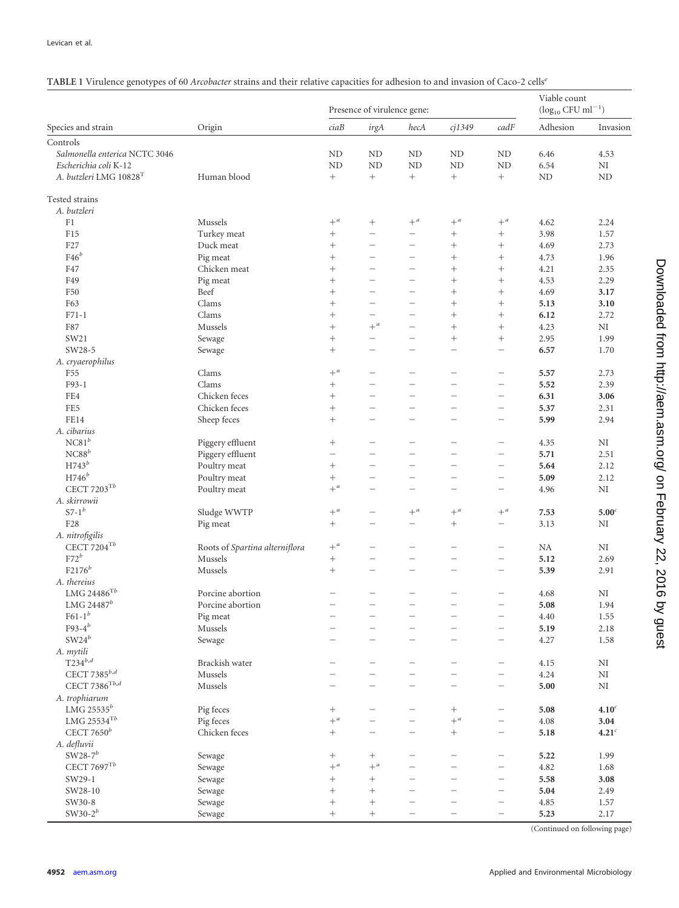TABLE 1 Virulence genotypes of 60 *Arcobacter* strains and their relative capacities for adhesion to and invasion of Caco-2 cells[e]

| Species and strain | Origin | Presence of virulence gene: | | | | | Viable count ($\log_{10}$ CFU $ml^{-1}$) | |
|---|---|---|---|---|---|---|---|---|
| | | *ciaB* | *irgA* | *hecA* | *cj1349* | *cadF* | Adhesion | Invasion |
| Controls | | | | | | | | |
| *Salmonella enterica* NCTC 3046 | | ND | ND | ND | ND | ND | 6.46 | 4.53 |
| *Escherichia coli* K-12 | | ND | ND | ND | ND | ND | 6.54 | NI |
| *A. butzleri* LMG 10828[T] | Human blood | + | + | + | + | + | ND | ND |
| Tested strains | | | | | | | | |
| *A. butzleri* | | | | | | | | |
| F1 | Mussels | +[a] | + | +[a] | +[a] | +[a] | 4.62 | 2.24 |
| F15 | Turkey meat | + | − | − | + | + | 3.98 | 1.57 |
| F27 | Duck meat | + | − | − | + | + | 4.69 | 2.73 |
| F46[b] | Pig meat | + | − | − | + | + | 4.73 | 1.96 |
| F47 | Chicken meat | + | − | − | + | + | 4.21 | 2.35 |
| F49 | Pig meat | + | − | − | + | + | 4.53 | 2.29 |
| F50 | Beef | + | − | − | + | + | 4.69 | **3.17** |
| F63 | Clams | + | − | − | + | + | **5.13** | **3.10** |
| F71-1 | Clams | + | − | − | + | + | **6.12** | 2.72 |
| F87 | Mussels | + | +[a] | − | + | + | 4.23 | NI |
| SW21 | Sewage | + | − | − | + | + | 2.95 | 1.99 |
| SW28-5 | Sewage | + | − | − | − | − | **6.57** | 1.70 |
| *A. cryaerophilus* | | | | | | | | |
| F55 | Clams | +[a] | − | − | − | − | **5.57** | 2.73 |
| F93-1 | Clams | + | − | − | − | − | **5.52** | 2.39 |
| FE4 | Chicken feces | + | − | − | − | − | **6.31** | **3.06** |
| FE5 | Chicken feces | + | − | − | − | − | **5.37** | 2.31 |
| FE14 | Sheep feces | + | − | − | − | − | **5.99** | 2.94 |
| *A. cibarius* | | | | | | | | |
| NC81[b] | Piggery effluent | + | − | − | − | − | 4.35 | NI |
| NC88[b] | Piggery effluent | − | − | − | − | − | **5.71** | 2.51 |
| H743[b] | Poultry meat | + | − | − | − | − | **5.64** | 2.12 |
| H746[b] | Poultry meat | + | − | − | − | − | **5.09** | 2.12 |
| CECT 7203[Tb] | Poultry meat | +[a] | − | − | − | − | 4.96 | NI |
| *A. skirrowii* | | | | | | | | |
| S7-1[b] | Sludge WWTP | +[a] | − | +[a] | +[a] | +[a] | **7.53** | **5.00**[c] |
| F28 | Pig meat | + | − | − | + | − | 3.13 | NI |
| *A. nitrofigilis* | | | | | | | | |
| CECT 7204[Tb] | Roots of *Spartina alterniflora* | +[a] | − | − | − | − | NA | NI |
| F72[b] | Mussels | + | − | − | − | − | **5.12** | 2.69 |
| F2176[b] | Mussels | + | − | − | − | − | **5.39** | 2.91 |
| *A. thereius* | | | | | | | | |
| LMG 24486[Tb] | Porcine abortion | − | − | − | − | − | 4.68 | NI |
| LMG 24487[b] | Porcine abortion | − | − | − | − | − | **5.08** | 1.94 |
| F61-1[b] | Pig meat | − | − | − | − | − | 4.40 | 1.55 |
| F93-4[b] | Mussels | − | − | − | − | − | **5.19** | 2.18 |
| SW24[b] | Sewage | − | − | − | − | − | 4.27 | 1.58 |
| *A. mytili* | | | | | | | | |
| T234[b,d] | Brackish water | − | − | − | − | − | 4.15 | NI |
| CECT 7385[b,d] | Mussels | − | − | − | − | − | 4.24 | NI |
| CECT 7386[Tb,d] | Mussels | − | − | − | − | − | **5.00** | NI |
| *A. trophiarum* | | | | | | | | |
| LMG 25535[b] | Pig feces | + | − | − | + | − | **5.08** | **4.10**[c] |
| LMG 25534[Tb] | Pig feces | +[a] | − | − | +[a] | − | 4.08 | **3.04** |
| CECT 7650[b] | Chicken feces | + | − | − | + | − | **5.18** | **4.21**[c] |
| *A. defluvii* | | | | | | | | |
| SW28-7[b] | Sewage | + | + | − | − | − | **5.22** | 1.99 |
| CECT 7697[Tb] | Sewage | +[a] | +[a] | − | − | − | 4.82 | 1.68 |
| SW29-1 | Sewage | + | + | − | − | − | **5.58** | **3.08** |
| SW28-10 | Sewage | + | + | − | − | − | **5.04** | 2.49 |
| SW30-8 | Sewage | + | + | − | − | − | 4.85 | 1.57 |
| SW30-2[b] | Sewage | + | + | − | − | − | **5.23** | 2.17 |

(Continued on following page)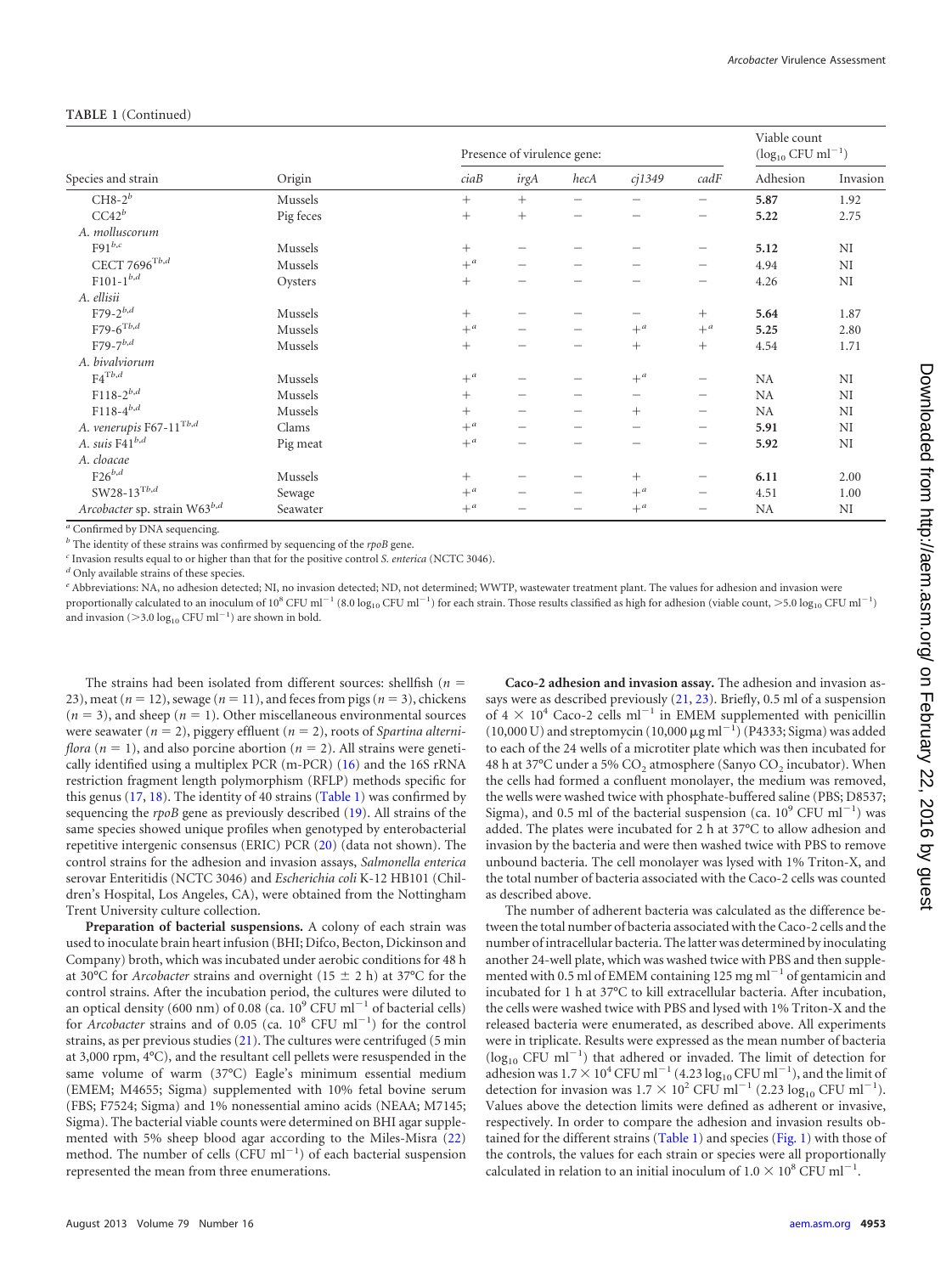**TABLE 1** (Continued)

| Species and strain | Origin | Presence of virulence gene: | | | | | Viable count ($log_{10}$ CFU $ml^{-1}$) | |
|---|---|---|---|---|---|---|---|---|
| | | *ciaB* | *irgA* | *hecA* | *cj1349* | *cadF* | Adhesion | Invasion |
| CH8-2[b] | Mussels | + | + | − | − | − | **5.87** | 1.92 |
| CC42[b] | Pig feces | + | + | − | − | − | **5.22** | 2.75 |
| *A. molluscorum* | | | | | | | | |
| F91[b,c] | Mussels | + | − | − | − | − | **5.12** | NI |
| CECT 7696[Tb,d] | Mussels | +[a] | − | − | − | − | 4.94 | NI |
| F101-1[b,d] | Oysters | + | − | − | − | − | 4.26 | NI |
| *A. ellisii* | | | | | | | | |
| F79-2[b,d] | Mussels | + | − | − | − | + | **5.64** | 1.87 |
| F79-6[Tb,d] | Mussels | +[a] | − | − | +[a] | +[a] | **5.25** | 2.80 |
| F79-7[b,d] | Mussels | + | − | − | + | + | 4.54 | 1.71 |
| *A. bivalviorum* | | | | | | | | |
| F4[Tb,d] | Mussels | +[a] | − | − | +[a] | − | NA | NI |
| F118-2[b,d] | Mussels | + | − | − | − | − | NA | NI |
| F118-4[b,d] | Mussels | + | − | − | + | − | NA | NI |
| *A. venerupis* F67-11[Tb,d] | Clams | +[a] | − | − | − | − | **5.91** | NI |
| *A. suis* F41[b,d] | Pig meat | +[a] | − | − | − | − | **5.92** | NI |
| *A. cloacae* | | | | | | | | |
| F26[b,d] | Mussels | + | − | − | + | − | **6.11** | 2.00 |
| SW28-13[Tb,d] | Sewage | +[a] | − | − | +[a] | − | 4.51 | 1.00 |
| *Arcobacter* sp. strain W63[b,d] | Seawater | +[a] | − | − | +[a] | − | NA | NI |

[a] Confirmed by DNA sequencing.
[b] The identity of these strains was confirmed by sequencing of the *rpoB* gene.
[c] Invasion results equal to or higher than that for the positive control *S. enterica* (NCTC 3046).
[d] Only available strains of these species.
[e] Abbreviations: NA, no adhesion detected; NI, no invasion detected; ND, not determined; WWTP, wastewater treatment plant. The values for adhesion and invasion were proportionally calculated to an inoculum of $10^8$ CFU $ml^{-1}$ (8.0 $log_{10}$ CFU $ml^{-1}$) for each strain. Those results classified as high for adhesion (viable count, >5.0 $log_{10}$ CFU $ml^{-1}$) and invasion (>3.0 $log_{10}$ CFU $ml^{-1}$) are shown in bold.

The strains had been isolated from different sources: shellfish ($n$ = 23), meat ($n$ = 12), sewage ($n$ = 11), and feces from pigs ($n$ = 3), chickens ($n$ = 3), and sheep ($n$ = 1). Other miscellaneous environmental sources were seawater ($n$ = 2), piggery effluent ($n$ = 2), roots of *Spartina alterniflora* ($n$ = 1), and also porcine abortion ($n$ = 2). All strains were genetically identified using a multiplex PCR (m-PCR) (16) and the 16S rRNA restriction fragment length polymorphism (RFLP) methods specific for this genus (17, 18). The identity of 40 strains (Table 1) was confirmed by sequencing the *rpoB* gene as previously described (19). All strains of the same species showed unique profiles when genotyped by enterobacterial repetitive intergenic consensus (ERIC) PCR (20) (data not shown). The control strains for the adhesion and invasion assays, *Salmonella enterica* serovar Enteritidis (NCTC 3046) and *Escherichia coli* K-12 HB101 (Children's Hospital, Los Angeles, CA), were obtained from the Nottingham Trent University culture collection.

**Preparation of bacterial suspensions.** A colony of each strain was used to inoculate brain heart infusion (BHI; Difco, Becton, Dickinson and Company) broth, which was incubated under aerobic conditions for 48 h at 30°C for *Arcobacter* strains and overnight (15 ± 2 h) at 37°C for the control strains. After the incubation period, the cultures were diluted to an optical density (600 nm) of 0.08 (ca. $10^9$ CFU $ml^{-1}$ of bacterial cells) for *Arcobacter* strains and of 0.05 (ca. $10^8$ CFU $ml^{-1}$) for the control strains, as per previous studies (21). The cultures were centrifuged (5 min at 3,000 rpm, 4°C), and the resultant cell pellets were resuspended in the same volume of warm (37°C) Eagle's minimum essential medium (EMEM; M4655; Sigma) supplemented with 10% fetal bovine serum (FBS; F7524; Sigma) and 1% nonessential amino acids (NEAA; M7145; Sigma). The bacterial viable counts were determined on BHI agar supplemented with 5% sheep blood agar according to the Miles-Misra (22) method. The number of cells (CFU $ml^{-1}$) of each bacterial suspension represented the mean from three enumerations.

**Caco-2 adhesion and invasion assay.** The adhesion and invasion assays were as described previously (21, 23). Briefly, 0.5 ml of a suspension of $4 \times 10^4$ Caco-2 cells $ml^{-1}$ in EMEM supplemented with penicillin (10,000 U) and streptomycin (10,000 μg $ml^{-1}$) (P4333; Sigma) was added to each of the 24 wells of a microtiter plate which was then incubated for 48 h at 37°C under a 5% $CO_2$ atmosphere (Sanyo $CO_2$ incubator). When the cells had formed a confluent monolayer, the medium was removed, the wells were washed twice with phosphate-buffered saline (PBS; D8537; Sigma), and 0.5 ml of the bacterial suspension (ca. $10^9$ CFU $ml^{-1}$) was added. The plates were incubated for 2 h at 37°C to allow adhesion and invasion by the bacteria and were then washed twice with PBS to remove unbound bacteria. The cell monolayer was lysed with 1% Triton-X, and the total number of bacteria associated with the Caco-2 cells was counted as described above.

The number of adherent bacteria was calculated as the difference between the total number of bacteria associated with the Caco-2 cells and the number of intracellular bacteria. The latter was determined by inoculating another 24-well plate, which was washed twice with PBS and then supplemented with 0.5 ml of EMEM containing 125 mg $ml^{-1}$ of gentamicin and incubated for 1 h at 37°C to kill extracellular bacteria. After incubation, the cells were washed twice with PBS and lysed with 1% Triton-X and the released bacteria were enumerated, as described above. All experiments were in triplicate. Results were expressed as the mean number of bacteria ($log_{10}$ CFU $ml^{-1}$) that adhered or invaded. The limit of detection for adhesion was $1.7 \times 10^4$ CFU $ml^{-1}$ (4.23 $log_{10}$ CFU $ml^{-1}$), and the limit of detection for invasion was $1.7 \times 10^2$ CFU $ml^{-1}$ (2.23 $log_{10}$ CFU $ml^{-1}$). Values above the detection limits were defined as adherent or invasive, respectively. In order to compare the adhesion and invasion results obtained for the different strains (Table 1) and species (Fig. 1) with those of the controls, the values for each strain or species were all proportionally calculated in relation to an initial inoculum of $1.0 \times 10^8$ CFU $ml^{-1}$.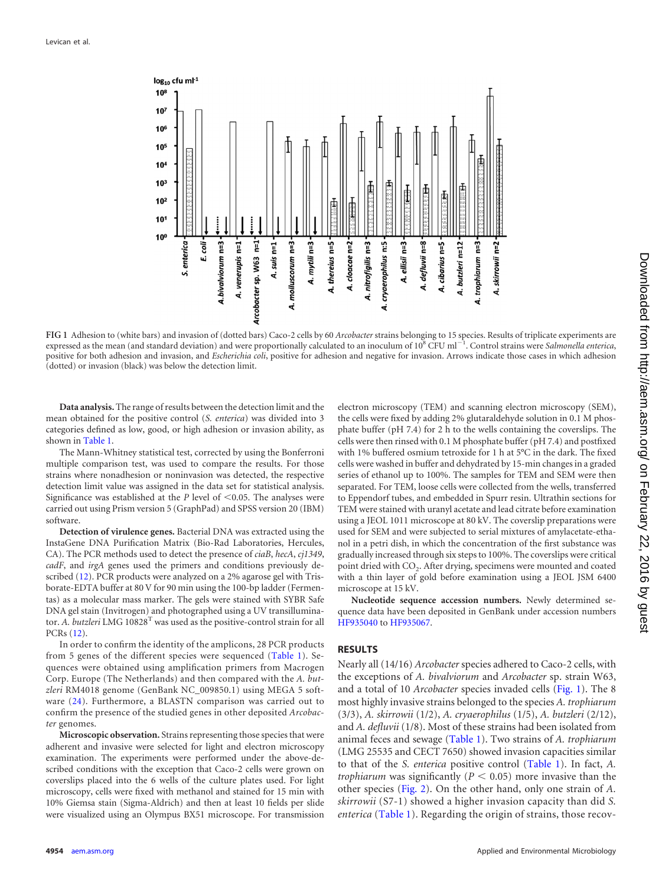FIG 1 Adhesion to (white bars) and invasion of (dotted bars) Caco-2 cells by 60 *Arcobacter* strains belonging to 15 species. Results of triplicate experiments are expressed as the mean (and standard deviation) and were proportionally calculated to an inoculum of $10^8$ CFU $ml^{-1}$. Control strains were *Salmonella enterica*, positive for both adhesion and invasion, and *Escherichia coli*, positive for adhesion and negative for invasion. Arrows indicate those cases in which adhesion (dotted) or invasion (black) was below the detection limit.

**Data analysis.** The range of results between the detection limit and the mean obtained for the positive control (*S. enterica*) was divided into 3 categories defined as low, good, or high adhesion or invasion ability, as shown in Table 1.

The Mann-Whitney statistical test, corrected by using the Bonferroni multiple comparison test, was used to compare the results. For those strains where nonadhesion or noninvasion was detected, the respective detection limit value was assigned in the data set for statistical analysis. Significance was established at the $P$ level of $<0.05$. The analyses were carried out using Prism version 5 (GraphPad) and SPSS version 20 (IBM) software.

**Detection of virulence genes.** Bacterial DNA was extracted using the InstaGene DNA Purification Matrix (Bio-Rad Laboratories, Hercules, CA). The PCR methods used to detect the presence of *ciaB*, *hecA*, *cj1349*, *cadF*, and *irgA* genes used the primers and conditions previously described (12). PCR products were analyzed on a 2% agarose gel with Tris-borate-EDTA buffer at 80 V for 90 min using the 100-bp ladder (Fermentas) as a molecular mass marker. The gels were stained with SYBR Safe DNA gel stain (Invitrogen) and photographed using a UV transilluminator. *A. butzleri* LMG 10828$^T$ was used as the positive-control strain for all PCRs (12).

In order to confirm the identity of the amplicons, 28 PCR products from 5 genes of the different species were sequenced (Table 1). Sequences were obtained using amplification primers from Macrogen Corp. Europe (The Netherlands) and then compared with the *A. butzleri* RM4018 genome (GenBank NC_009850.1) using MEGA 5 software (24). Furthermore, a BLASTN comparison was carried out to confirm the presence of the studied genes in other deposited *Arcobacter* genomes.

**Microscopic observation.** Strains representing those species that were adherent and invasive were selected for light and electron microscopy examination. The experiments were performed under the above-described conditions with the exception that Caco-2 cells were grown on coverslips placed into the 6 wells of the culture plates used. For light microscopy, cells were fixed with methanol and stained for 15 min with 10% Giemsa stain (Sigma-Aldrich) and then at least 10 fields per slide were visualized using an Olympus BX51 microscope. For transmission electron microscopy (TEM) and scanning electron microscopy (SEM), the cells were fixed by adding 2% glutaraldehyde solution in 0.1 M phosphate buffer (pH 7.4) for 2 h to the wells containing the coverslips. The cells were then rinsed with 0.1 M phosphate buffer (pH 7.4) and postfixed with 1% buffered osmium tetroxide for 1 h at 5°C in the dark. The fixed cells were washed in buffer and dehydrated by 15-min changes in a graded series of ethanol up to 100%. The samples for TEM and SEM were then separated. For TEM, loose cells were collected from the wells, transferred to Eppendorf tubes, and embedded in Spurr resin. Ultrathin sections for TEM were stained with uranyl acetate and lead citrate before examination using a JEOL 1011 microscope at 80 kV. The coverslip preparations were used for SEM and were subjected to serial mixtures of amylacetate-ethanol in a petri dish, in which the concentration of the first substance was gradually increased through six steps to 100%. The coverslips were critical point dried with $CO_2$. After drying, specimens were mounted and coated with a thin layer of gold before examination using a JEOL JSM 6400 microscope at 15 kV.

**Nucleotide sequence accession numbers.** Newly determined sequence data have been deposited in GenBank under accession numbers HF935040 to HF935067.

## RESULTS

Nearly all (14/16) *Arcobacter* species adhered to Caco-2 cells, with the exceptions of *A. bivalviorum* and *Arcobacter* sp. strain W63, and a total of 10 *Arcobacter* species invaded cells (Fig. 1). The 8 most highly invasive strains belonged to the species *A. trophiarum* (3/3), *A. skirrowii* (1/2), *A. cryaerophilus* (1/5), *A. butzleri* (2/12), and *A. defluvii* (1/8). Most of these strains had been isolated from animal feces and sewage (Table 1). Two strains of *A. trophiarum* (LMG 25535 and CECT 7650) showed invasion capacities similar to that of the *S. enterica* positive control (Table 1). In fact, *A. trophiarum* was significantly ($P < 0.05$) more invasive than the other species (Fig. 2). On the other hand, only one strain of *A. skirrowii* (S7-1) showed a higher invasion capacity than did *S. enterica* (Table 1). Regarding the origin of strains, those recov-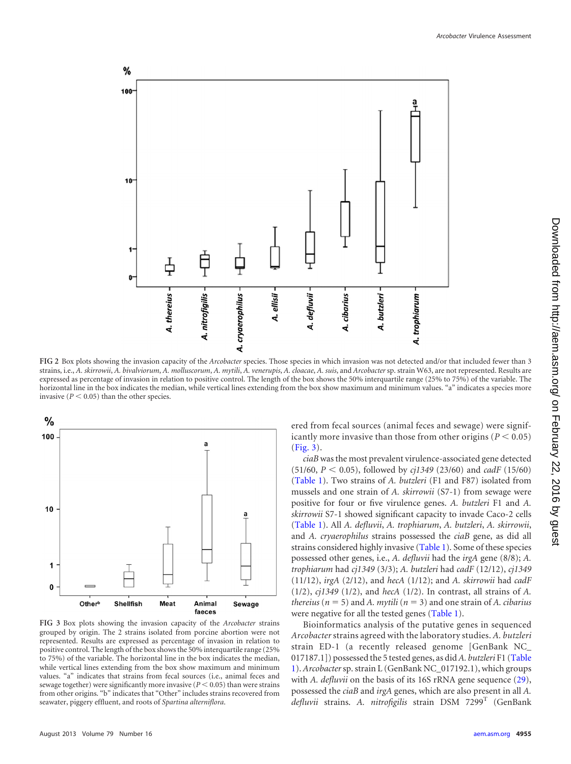FIG 2 Box plots showing the invasion capacity of the *Arcobacter* species. Those species in which invasion was not detected and/or that included fewer than 3 strains, i.e., *A. skirrowii*, *A. bivalviorum*, *A. molluscorum*, *A. mytili*, *A. venerupis*, *A. cloacae*, *A. suis*, and *Arcobacter* sp. strain W63, are not represented. Results are expressed as percentage of invasion in relation to positive control. The length of the box shows the 50% interquartile range (25% to 75%) of the variable. The horizontal line in the box indicates the median, while vertical lines extending from the box show maximum and minimum values. "a" indicates a species more invasive ($P < 0.05$) than the other species.

FIG 3 Box plots showing the invasion capacity of the *Arcobacter* strains grouped by origin. The 2 strains isolated from porcine abortion were not represented. Results are expressed as percentage of invasion in relation to positive control. The length of the box shows the 50% interquartile range (25% to 75%) of the variable. The horizontal line in the box indicates the median, while vertical lines extending from the box show maximum and minimum values. "a" indicates that strains from fecal sources (i.e., animal feces and sewage together) were significantly more invasive ($P < 0.05$) than were strains from other origins. "b" indicates that "Other" includes strains recovered from seawater, piggery effluent, and roots of *Spartina alterniflora*.

ered from fecal sources (animal feces and sewage) were significantly more invasive than those from other origins ($P < 0.05$) (Fig. 3).

*ciaB* was the most prevalent virulence-associated gene detected (51/60, $P < 0.05$), followed by *cj1349* (23/60) and *cadF* (15/60) (Table 1). Two strains of *A. butzleri* (F1 and F87) isolated from mussels and one strain of *A. skirrowii* (S7-1) from sewage were positive for four or five virulence genes. *A. butzleri* F1 and *A. skirrowii* S7-1 showed significant capacity to invade Caco-2 cells (Table 1). All *A. defluvii*, *A. trophiarum*, *A. butzleri*, *A. skirrowii*, and *A. cryaerophilus* strains possessed the *ciaB* gene, as did all strains considered highly invasive (Table 1). Some of these species possessed other genes, i.e., *A. defluvii* had the *irgA* gene (8/8); *A. trophiarum* had *cj1349* (3/3); *A. butzleri* had *cadF* (12/12), *cj1349* (11/12), *irgA* (2/12), and *hecA* (1/12); and *A. skirrowii* had *cadF* (1/2), *cj1349* (1/2), and *hecA* (1/2). In contrast, all strains of *A. thereius* ($n = 5$) and *A. mytili* ($n = 3$) and one strain of *A. cibarius* were negative for all the tested genes (Table 1).

Bioinformatics analysis of the putative genes in sequenced *Arcobacter* strains agreed with the laboratory studies. *A. butzleri* strain ED-1 (a recently released genome [GenBank NC_017187.1]) possessed the 5 tested genes, as did *A. butzleri* F1 (Table 1). *Arcobacter* sp. strain L (GenBank NC_017192.1), which groups with *A. defluvii* on the basis of its 16S rRNA gene sequence (29), possessed the *ciaB* and *irgA* genes, which are also present in all *A. defluvii* strains. *A. nitrofigilis* strain DSM 7299$^{T}$ (GenBank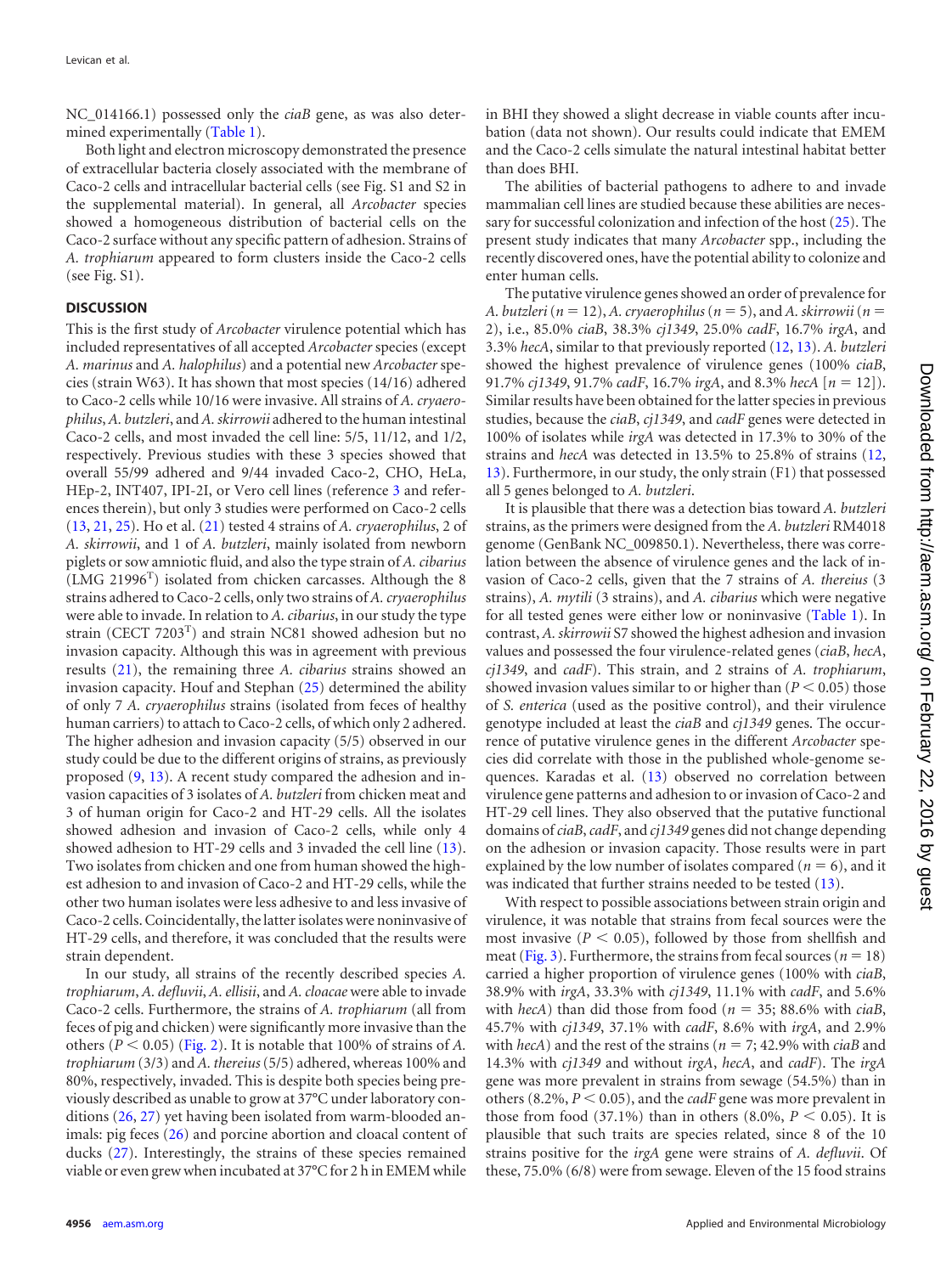NC_014166.1) possessed only the *ciaB* gene, as was also determined experimentally (Table 1).

Both light and electron microscopy demonstrated the presence of extracellular bacteria closely associated with the membrane of Caco-2 cells and intracellular bacterial cells (see Fig. S1 and S2 in the supplemental material). In general, all *Arcobacter* species showed a homogeneous distribution of bacterial cells on the Caco-2 surface without any specific pattern of adhesion. Strains of *A. trophiarum* appeared to form clusters inside the Caco-2 cells (see Fig. S1).

## DISCUSSION

This is the first study of *Arcobacter* virulence potential which has included representatives of all accepted *Arcobacter* species (except *A. marinus* and *A. halophilus*) and a potential new *Arcobacter* species (strain W63). It has shown that most species (14/16) adhered to Caco-2 cells while 10/16 were invasive. All strains of *A. cryaerophilus*, *A. butzleri*, and *A. skirrowii* adhered to the human intestinal Caco-2 cells, and most invaded the cell line: 5/5, 11/12, and 1/2, respectively. Previous studies with these 3 species showed that overall 55/99 adhered and 9/44 invaded Caco-2, CHO, HeLa, HEp-2, INT407, IPI-2I, or Vero cell lines (reference 3 and references therein), but only 3 studies were performed on Caco-2 cells (13, 21, 25). Ho et al. (21) tested 4 strains of *A. cryaerophilus*, 2 of *A. skirrowii*, and 1 of *A. butzleri*, mainly isolated from newborn piglets or sow amniotic fluid, and also the type strain of *A. cibarius* (LMG 21996$^T$) isolated from chicken carcasses. Although the 8 strains adhered to Caco-2 cells, only two strains of *A. cryaerophilus* were able to invade. In relation to *A. cibarius*, in our study the type strain (CECT 7203$^T$) and strain NC81 showed adhesion but no invasion capacity. Although this was in agreement with previous results (21), the remaining three *A. cibarius* strains showed an invasion capacity. Houf and Stephan (25) determined the ability of only 7 *A. cryaerophilus* strains (isolated from feces of healthy human carriers) to attach to Caco-2 cells, of which only 2 adhered. The higher adhesion and invasion capacity (5/5) observed in our study could be due to the different origins of strains, as previously proposed (9, 13). A recent study compared the adhesion and invasion capacities of 3 isolates of *A. butzleri* from chicken meat and 3 of human origin for Caco-2 and HT-29 cells. All the isolates showed adhesion and invasion of Caco-2 cells, while only 4 showed adhesion to HT-29 cells and 3 invaded the cell line (13). Two isolates from chicken and one from human showed the highest adhesion to and invasion of Caco-2 and HT-29 cells, while the other two human isolates were less adhesive to and less invasive of Caco-2 cells. Coincidentally, the latter isolates were noninvasive of HT-29 cells, and therefore, it was concluded that the results were strain dependent.

In our study, all strains of the recently described species *A. trophiarum*, *A. defluvii*, *A. ellisii*, and *A. cloacae* were able to invade Caco-2 cells. Furthermore, the strains of *A. trophiarum* (all from feces of pig and chicken) were significantly more invasive than the others ($P < 0.05$) (Fig. 2). It is notable that 100% of strains of *A. trophiarum* (3/3) and *A. thereius* (5/5) adhered, whereas 100% and 80%, respectively, invaded. This is despite both species being previously described as unable to grow at 37°C under laboratory conditions (26, 27) yet having been isolated from warm-blooded animals: pig feces (26) and porcine abortion and cloacal content of ducks (27). Interestingly, the strains of these species remained viable or even grew when incubated at 37°C for 2 h in EMEM while in BHI they showed a slight decrease in viable counts after incubation (data not shown). Our results could indicate that EMEM and the Caco-2 cells simulate the natural intestinal habitat better than does BHI.

The abilities of bacterial pathogens to adhere to and invade mammalian cell lines are studied because these abilities are necessary for successful colonization and infection of the host (25). The present study indicates that many *Arcobacter* spp., including the recently discovered ones, have the potential ability to colonize and enter human cells.

The putative virulence genes showed an order of prevalence for *A. butzleri* ($n = 12$), *A. cryaerophilus* ($n = 5$), and *A. skirrowii* ($n = 2$), i.e., 85.0% *ciaB*, 38.3% *cj1349*, 25.0% *cadF*, 16.7% *irgA*, and 3.3% *hecA*, similar to that previously reported (12, 13). *A. butzleri* showed the highest prevalence of virulence genes (100% *ciaB*, 91.7% *cj1349*, 91.7% *cadF*, 16.7% *irgA*, and 8.3% *hecA* [$n = 12$]). Similar results have been obtained for the latter species in previous studies, because the *ciaB*, *cj1349*, and *cadF* genes were detected in 100% of isolates while *irgA* was detected in 17.3% to 30% of the strains and *hecA* was detected in 13.5% to 25.8% of strains (12, 13). Furthermore, in our study, the only strain (F1) that possessed all 5 genes belonged to *A. butzleri*.

It is plausible that there was a detection bias toward *A. butzleri* strains, as the primers were designed from the *A. butzleri* RM4018 genome (GenBank NC_009850.1). Nevertheless, there was correlation between the absence of virulence genes and the lack of invasion of Caco-2 cells, given that the 7 strains of *A. thereius* (3 strains), *A. mytili* (3 strains), and *A. cibarius* which were negative for all tested genes were either low or noninvasive (Table 1). In contrast, *A. skirrowii* S7 showed the highest adhesion and invasion values and possessed the four virulence-related genes (*ciaB*, *hecA*, *cj1349*, and *cadF*). This strain, and 2 strains of *A. trophiarum*, showed invasion values similar to or higher than ($P < 0.05$) those of *S. enterica* (used as the positive control), and their virulence genotype included at least the *ciaB* and *cj1349* genes. The occurrence of putative virulence genes in the different *Arcobacter* species did correlate with those in the published whole-genome sequences. Karadas et al. (13) observed no correlation between virulence gene patterns and adhesion to or invasion of Caco-2 and HT-29 cell lines. They also observed that the putative functional domains of *ciaB*, *cadF*, and *cj1349* genes did not change depending on the adhesion or invasion capacity. Those results were in part explained by the low number of isolates compared ($n = 6$), and it was indicated that further strains needed to be tested (13).

With respect to possible associations between strain origin and virulence, it was notable that strains from fecal sources were the most invasive ($P < 0.05$), followed by those from shellfish and meat (Fig. 3). Furthermore, the strains from fecal sources ($n = 18$) carried a higher proportion of virulence genes (100% with *ciaB*, 38.9% with *irgA*, 33.3% with *cj1349*, 11.1% with *cadF*, and 5.6% with *hecA*) than did those from food ($n = 35$; 88.6% with *ciaB*, 45.7% with *cj1349*, 37.1% with *cadF*, 8.6% with *irgA*, and 2.9% with *hecA*) and the rest of the strains ($n = 7$; 42.9% with *ciaB* and 14.3% with *cj1349* and without *irgA*, *hecA*, and *cadF*). The *irgA* gene was more prevalent in strains from sewage (54.5%) than in others (8.2%, $P < 0.05$), and the *cadF* gene was more prevalent in those from food (37.1%) than in others (8.0%, $P < 0.05$). It is plausible that such traits are species related, since 8 of the 10 strains positive for the *irgA* gene were strains of *A. defluvii*. Of these, 75.0% (6/8) were from sewage. Eleven of the 15 food strains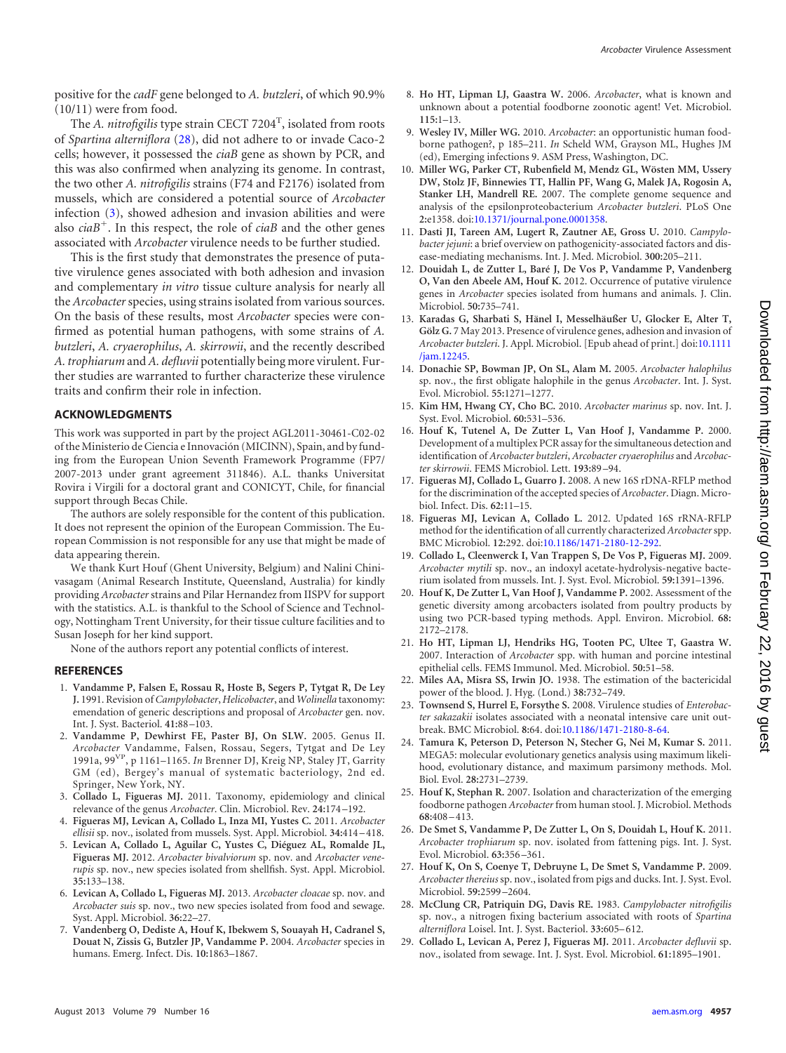positive for the *cadF* gene belonged to *A. butzleri*, of which 90.9% (10/11) were from food.

The *A. nitrofigilis* type strain CECT 7204$^T$, isolated from roots of *Spartina alterniflora* (28), did not adhere to or invade Caco-2 cells; however, it possessed the *ciaB* gene as shown by PCR, and this was also confirmed when analyzing its genome. In contrast, the two other *A. nitrofigilis* strains (F74 and F2176) isolated from mussels, which are considered a potential source of *Arcobacter* infection (3), showed adhesion and invasion abilities and were also *ciaB*$^+$. In this respect, the role of *ciaB* and the other genes associated with *Arcobacter* virulence needs to be further studied.

This is the first study that demonstrates the presence of putative virulence genes associated with both adhesion and invasion and complementary *in vitro* tissue culture analysis for nearly all the *Arcobacter* species, using strains isolated from various sources. On the basis of these results, most *Arcobacter* species were confirmed as potential human pathogens, with some strains of *A. butzleri*, *A. cryaerophilus*, *A. skirrowii*, and the recently described *A. trophiarum* and *A. defluvii* potentially being more virulent. Further studies are warranted to further characterize these virulence traits and confirm their role in infection.

## ACKNOWLEDGMENTS

This work was supported in part by the project AGL2011-30461-C02-02 of the Ministerio de Ciencia e Innovación (MICINN), Spain, and by funding from the European Union Seventh Framework Programme (FP7/2007-2013 under grant agreement 311846). A.L. thanks Universitat Rovira i Virgili for a doctoral grant and CONICYT, Chile, for financial support through Becas Chile.

The authors are solely responsible for the content of this publication. It does not represent the opinion of the European Commission. The European Commission is not responsible for any use that might be made of data appearing therein.

We thank Kurt Houf (Ghent University, Belgium) and Nalini Chinivasagam (Animal Research Institute, Queensland, Australia) for kindly providing *Arcobacter* strains and Pilar Hernandez from IISPV for support with the statistics. A.L. is thankful to the School of Science and Technology, Nottingham Trent University, for their tissue culture facilities and to Susan Joseph for her kind support.

None of the authors report any potential conflicts of interest.

## REFERENCES

1. **Vandamme P, Falsen E, Rossau R, Hoste B, Segers P, Tytgat R, De Ley J.** 1991. Revision of *Campylobacter*, *Helicobacter*, and *Wolinella* taxonomy: emendation of generic descriptions and proposal of *Arcobacter* gen. nov. Int. J. Syst. Bacteriol. **41:**88–103.
2. **Vandamme P, Dewhirst FE, Paster BJ, On SLW.** 2005. Genus II. *Arcobacter* Vandamme, Falsen, Rossau, Segers, Tytgat and De Ley 1991a, 99$^{VP}$, p 1161–1165. *In* Brenner DJ, Kreig NP, Staley JT, Garrity GM (ed), Bergey's manual of systematic bacteriology, 2nd ed. Springer, New York, NY.
3. **Collado L, Figueras MJ.** 2011. Taxonomy, epidemiology and clinical relevance of the genus *Arcobacter*. Clin. Microbiol. Rev. **24:**174–192.
4. **Figueras MJ, Levican A, Collado L, Inza MI, Yustes C.** 2011. *Arcobacter ellisii* sp. nov., isolated from mussels. Syst. Appl. Microbiol. **34:**414–418.
5. **Levican A, Collado L, Aguilar C, Yustes C, Diéguez AL, Romalde JL, Figueras MJ.** 2012. *Arcobacter bivalviorum* sp. nov. and *Arcobacter venerupis* sp. nov., new species isolated from shellfish. Syst. Appl. Microbiol. **35:**133–138.
6. **Levican A, Collado L, Figueras MJ.** 2013. *Arcobacter cloacae* sp. nov. and *Arcobacter suis* sp. nov., two new species isolated from food and sewage. Syst. Appl. Microbiol. **36:**22–27.
7. **Vandenberg O, Dediste A, Houf K, Ibekwem S, Souayah H, Cadranel S, Douat N, Zissis G, Butzler JP, Vandamme P.** 2004. *Arcobacter* species in humans. Emerg. Infect. Dis. **10:**1863–1867.
8. **Ho HT, Lipman LJ, Gaastra W.** 2006. *Arcobacter*, what is known and unknown about a potential foodborne zoonotic agent! Vet. Microbiol. **115:**1–13.
9. **Wesley IV, Miller WG.** 2010. *Arcobacter*: an opportunistic human food-borne pathogen?, p 185–211. *In* Scheld WM, Grayson ML, Hughes JM (ed), Emerging infections 9. ASM Press, Washington, DC.
10. **Miller WG, Parker CT, Rubenfield M, Mendz GL, Wösten MM, Ussery DW, Stolz JF, Binnewies TT, Hallin PF, Wang G, Malek JA, Rogosin A, Stanker LH, Mandrell RE.** 2007. The complete genome sequence and analysis of the epsilonproteobacterium *Arcobacter butzleri*. PLoS One **2:**e1358. doi:10.1371/journal.pone.0001358.
11. **Dasti JI, Tareen AM, Lugert R, Zautner AE, Gross U.** 2010. *Campylobacter jejuni*: a brief overview on pathogenicity-associated factors and disease-mediating mechanisms. Int. J. Med. Microbiol. **300:**205–211.
12. **Douidah L, de Zutter L, Baré J, De Vos P, Vandamme P, Vandenberg O, Van den Abeele AM, Houf K.** 2012. Occurrence of putative virulence genes in *Arcobacter* species isolated from humans and animals. J. Clin. Microbiol. **50:**735–741.
13. **Karadas G, Sharbati S, Hänel I, Messelhäußer U, Glocker E, Alter T, Gölz G.** 7 May 2013. Presence of virulence genes, adhesion and invasion of *Arcobacter butzleri*. J. Appl. Microbiol. [Epub ahead of print.] doi:10.1111/jam.12245.
14. **Donachie SP, Bowman JP, On SL, Alam M.** 2005. *Arcobacter halophilus* sp. nov., the first obligate halophile in the genus *Arcobacter*. Int. J. Syst. Evol. Microbiol. **55:**1271–1277.
15. **Kim HM, Hwang CY, Cho BC.** 2010. *Arcobacter marinus* sp. nov. Int. J. Syst. Evol. Microbiol. **60:**531–536.
16. **Houf K, Tutenel A, De Zutter L, Van Hoof J, Vandamme P.** 2000. Development of a multiplex PCR assay for the simultaneous detection and identification of *Arcobacter butzleri*, *Arcobacter cryaerophilus* and *Arcobacter skirrowii*. FEMS Microbiol. Lett. **193:**89–94.
17. **Figueras MJ, Collado L, Guarro J.** 2008. A new 16S rDNA-RFLP method for the discrimination of the accepted species of *Arcobacter*. Diagn. Microbiol. Infect. Dis. **62:**11–15.
18. **Figueras MJ, Levican A, Collado L.** 2012. Updated 16S rRNA-RFLP method for the identification of all currently characterized *Arcobacter* spp. BMC Microbiol. **12:**292. doi:10.1186/1471-2180-12-292.
19. **Collado L, Cleenwerck I, Van Trappen S, De Vos P, Figueras MJ.** 2009. *Arcobacter mytili* sp. nov., an indoxyl acetate-hydrolysis-negative bacterium isolated from mussels. Int. J. Syst. Evol. Microbiol. **59:**1391–1396.
20. **Houf K, De Zutter L, Van Hoof J, Vandamme P.** 2002. Assessment of the genetic diversity among arcobacters isolated from poultry products by using two PCR-based typing methods. Appl. Environ. Microbiol. **68:** 2172–2178.
21. **Ho HT, Lipman LJ, Hendriks HG, Tooten PC, Ultee T, Gaastra W.** 2007. Interaction of *Arcobacter* spp. with human and porcine intestinal epithelial cells. FEMS Immunol. Med. Microbiol. **50:**51–58.
22. **Miles AA, Misra SS, Irwin JO.** 1938. The estimation of the bactericidal power of the blood. J. Hyg. (Lond.) **38:**732–749.
23. **Townsend S, Hurrel E, Forsythe S.** 2008. Virulence studies of *Enterobacter sakazakii* isolates associated with a neonatal intensive care unit outbreak. BMC Microbiol. **8:**64. doi:10.1186/1471-2180-8-64.
24. **Tamura K, Peterson D, Peterson N, Stecher G, Nei M, Kumar S.** 2011. MEGA5: molecular evolutionary genetics analysis using maximum likelihood, evolutionary distance, and maximum parsimony methods. Mol. Biol. Evol. **28:**2731–2739.
25. **Houf K, Stephan R.** 2007. Isolation and characterization of the emerging foodborne pathogen *Arcobacter* from human stool. J. Microbiol. Methods **68:**408–413.
26. **De Smet S, Vandamme P, De Zutter L, On S, Douidah L, Houf K.** 2011. *Arcobacter trophiarum* sp. nov. isolated from fattening pigs. Int. J. Syst. Evol. Microbiol. **63:**356–361.
27. **Houf K, On S, Coenye T, Debruyne L, De Smet S, Vandamme P.** 2009. *Arcobacter thereius* sp. nov., isolated from pigs and ducks. Int. J. Syst. Evol. Microbiol. **59:**2599–2604.
28. **McClung CR, Patriquin DG, Davis RE.** 1983. *Campylobacter nitrofigilis* sp. nov., a nitrogen fixing bacterium associated with roots of *Spartina alterniflora* Loisel. Int. J. Syst. Bacteriol. **33:**605–612.
29. **Collado L, Levican A, Perez J, Figueras MJ.** 2011. *Arcobacter defluvii* sp. nov., isolated from sewage. Int. J. Syst. Evol. Microbiol. **61:**1895–1901.